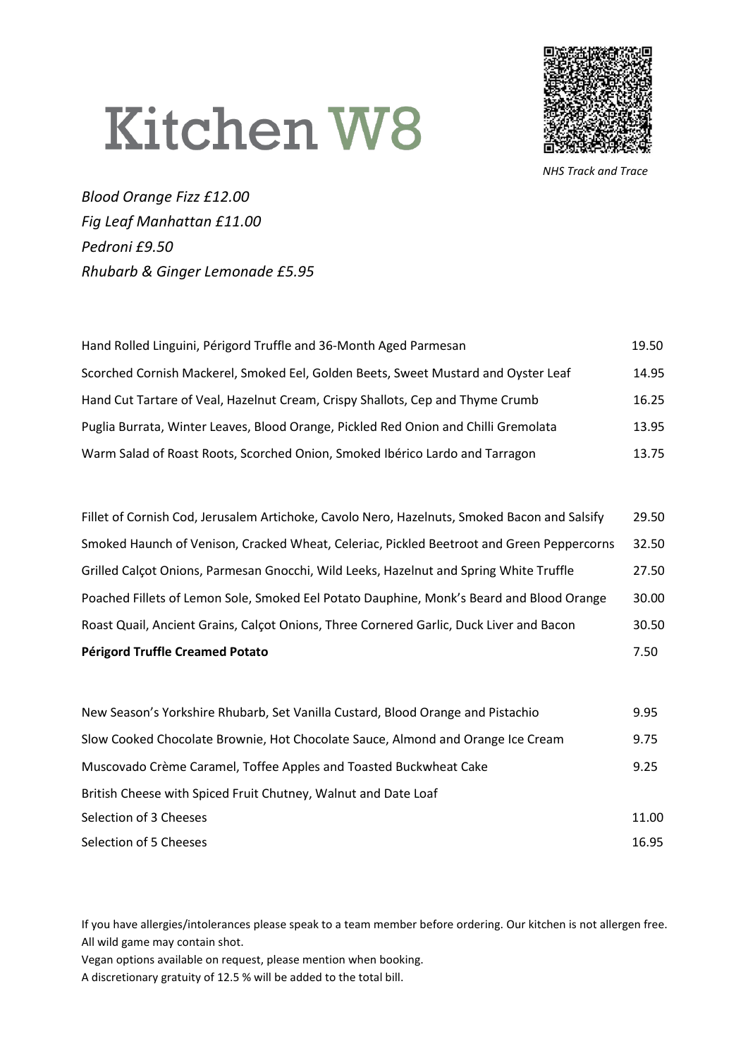# Kitchen W8

*NHS Track and Trace*

*Blood Orange Fizz £12.00*
*Fig Leaf Manhattan £11.00*
*Pedroni £9.50*
*Rhubarb & Ginger Lemonade £5.95*

| | |
|---|---|
| Hand Rolled Linguini, Périgord Truffle and 36-Month Aged Parmesan | 19.50 |
| Scorched Cornish Mackerel, Smoked Eel, Golden Beets, Sweet Mustard and Oyster Leaf | 14.95 |
| Hand Cut Tartare of Veal, Hazelnut Cream, Crispy Shallots, Cep and Thyme Crumb | 16.25 |
| Puglia Burrata, Winter Leaves, Blood Orange, Pickled Red Onion and Chilli Gremolata | 13.95 |
| Warm Salad of Roast Roots, Scorched Onion, Smoked Ibérico Lardo and Tarragon | 13.75 |

| | |
|---|---|
| Fillet of Cornish Cod, Jerusalem Artichoke, Cavolo Nero, Hazelnuts, Smoked Bacon and Salsify | 29.50 |
| Smoked Haunch of Venison, Cracked Wheat, Celeriac, Pickled Beetroot and Green Peppercorns | 32.50 |
| Grilled Calçot Onions, Parmesan Gnocchi, Wild Leeks, Hazelnut and Spring White Truffle | 27.50 |
| Poached Fillets of Lemon Sole, Smoked Eel Potato Dauphine, Monk's Beard and Blood Orange | 30.00 |
| Roast Quail, Ancient Grains, Calçot Onions, Three Cornered Garlic, Duck Liver and Bacon | 30.50 |
| **Périgord Truffle Creamed Potato** | 7.50 |

| | |
|---|---|
| New Season's Yorkshire Rhubarb, Set Vanilla Custard, Blood Orange and Pistachio | 9.95 |
| Slow Cooked Chocolate Brownie, Hot Chocolate Sauce, Almond and Orange Ice Cream | 9.75 |
| Muscovado Crème Caramel, Toffee Apples and Toasted Buckwheat Cake | 9.25 |
| British Cheese with Spiced Fruit Chutney, Walnut and Date Loaf | |
| Selection of 3 Cheeses | 11.00 |
| Selection of 5 Cheeses | 16.95 |

If you have allergies/intolerances please speak to a team member before ordering. Our kitchen is not allergen free.
All wild game may contain shot.
Vegan options available on request, please mention when booking.
A discretionary gratuity of 12.5 % will be added to the total bill.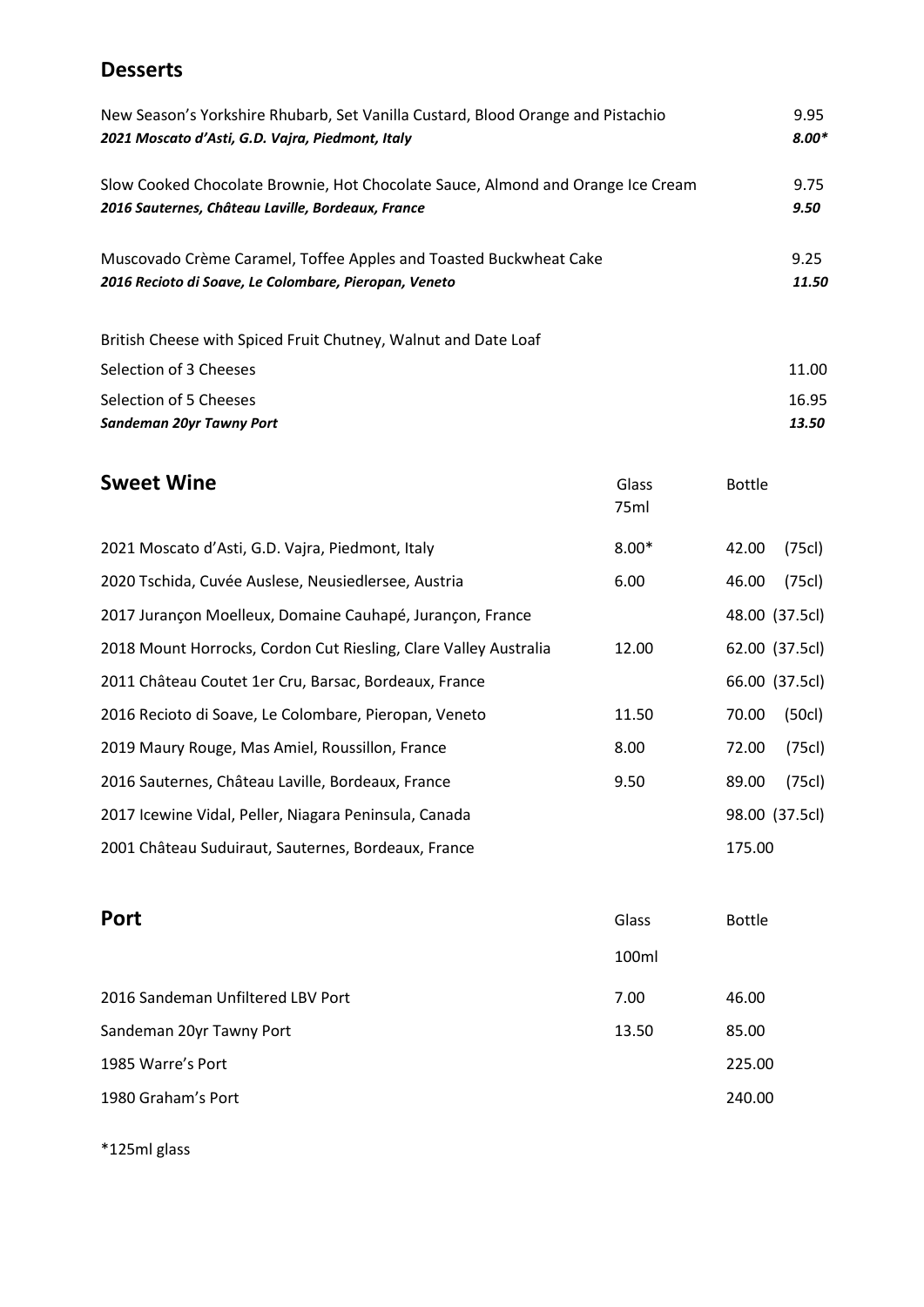## Desserts

| | |
|---|---|
| New Season's Yorkshire Rhubarb, Set Vanilla Custard, Blood Orange and Pistachio | 9.95 |
| ***2021 Moscato d'Asti, G.D. Vajra, Piedmont, Italy*** | ***8.00**** |
| Slow Cooked Chocolate Brownie, Hot Chocolate Sauce, Almond and Orange Ice Cream | 9.75 |
| ***2016 Sauternes, Château Laville, Bordeaux, France*** | ***9.50*** |
| Muscovado Crème Caramel, Toffee Apples and Toasted Buckwheat Cake | 9.25 |
| ***2016 Recioto di Soave, Le Colombare, Pieropan, Veneto*** | ***11.50*** |
| British Cheese with Spiced Fruit Chutney, Walnut and Date Loaf | |
| Selection of 3 Cheeses | 11.00 |
| Selection of 5 Cheeses | 16.95 |
| ***Sandeman 20yr Tawny Port*** | ***13.50*** |

## Sweet Wine

| | Glass 75ml | Bottle |
|---|---|---|
| 2021 Moscato d'Asti, G.D. Vajra, Piedmont, Italy | 8.00* | 42.00 (75cl) |
| 2020 Tschida, Cuvée Auslese, Neusiedlersee, Austria | 6.00 | 46.00 (75cl) |
| 2017 Jurançon Moelleux, Domaine Cauhapé, Jurançon, France | | 48.00 (37.5cl) |
| 2018 Mount Horrocks, Cordon Cut Riesling, Clare Valley Australia | 12.00 | 62.00 (37.5cl) |
| 2011 Château Coutet 1er Cru, Barsac, Bordeaux, France | | 66.00 (37.5cl) |
| 2016 Recioto di Soave, Le Colombare, Pieropan, Veneto | 11.50 | 70.00 (50cl) |
| 2019 Maury Rouge, Mas Amiel, Roussillon, France | 8.00 | 72.00 (75cl) |
| 2016 Sauternes, Château Laville, Bordeaux, France | 9.50 | 89.00 (75cl) |
| 2017 Icewine Vidal, Peller, Niagara Peninsula, Canada | | 98.00 (37.5cl) |
| 2001 Château Suduiraut, Sauternes, Bordeaux, France | | 175.00 |

## Port

| | Glass 100ml | Bottle |
|---|---|---|
| 2016 Sandeman Unfiltered LBV Port | 7.00 | 46.00 |
| Sandeman 20yr Tawny Port | 13.50 | 85.00 |
| 1985 Warre's Port | | 225.00 |
| 1980 Graham's Port | | 240.00 |

*125ml glass